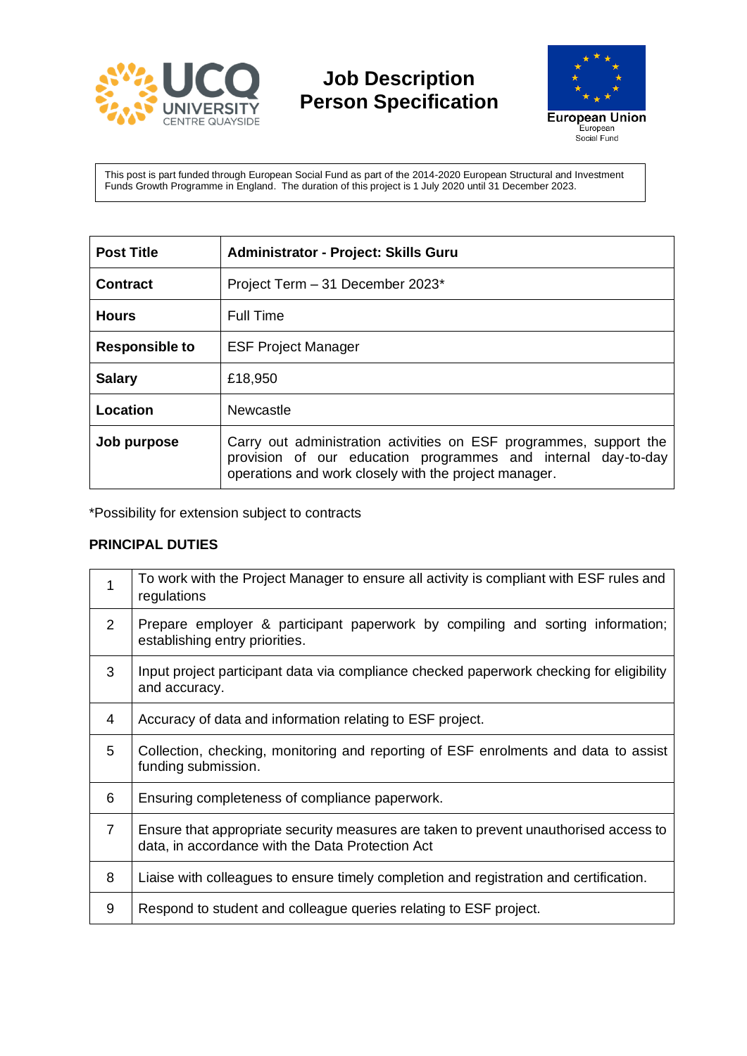# Job Description
# Person Specification

European Union
European
Social Fund

This post is part funded through European Social Fund as part of the 2014-2020 European Structural and Investment Funds Growth Programme in England. The duration of this project is 1 July 2020 until 31 December 2023.

| **Post Title** | **Administrator - Project: Skills Guru** |
|---|---|
| **Contract** | Project Term – 31 December 2023* |
| **Hours** | Full Time |
| **Responsible to** | ESF Project Manager |
| **Salary** | £18,950 |
| **Location** | Newcastle |
| **Job purpose** | Carry out administration activities on ESF programmes, support the provision of our education programmes and internal day-to-day operations and work closely with the project manager. |

*Possibility for extension subject to contracts

## PRINCIPAL DUTIES

| | |
|---|---|
| 1 | To work with the Project Manager to ensure all activity is compliant with ESF rules and regulations |
| 2 | Prepare employer & participant paperwork by compiling and sorting information; establishing entry priorities. |
| 3 | Input project participant data via compliance checked paperwork checking for eligibility and accuracy. |
| 4 | Accuracy of data and information relating to ESF project. |
| 5 | Collection, checking, monitoring and reporting of ESF enrolments and data to assist funding submission. |
| 6 | Ensuring completeness of compliance paperwork. |
| 7 | Ensure that appropriate security measures are taken to prevent unauthorised access to data, in accordance with the Data Protection Act |
| 8 | Liaise with colleagues to ensure timely completion and registration and certification. |
| 9 | Respond to student and colleague queries relating to ESF project. |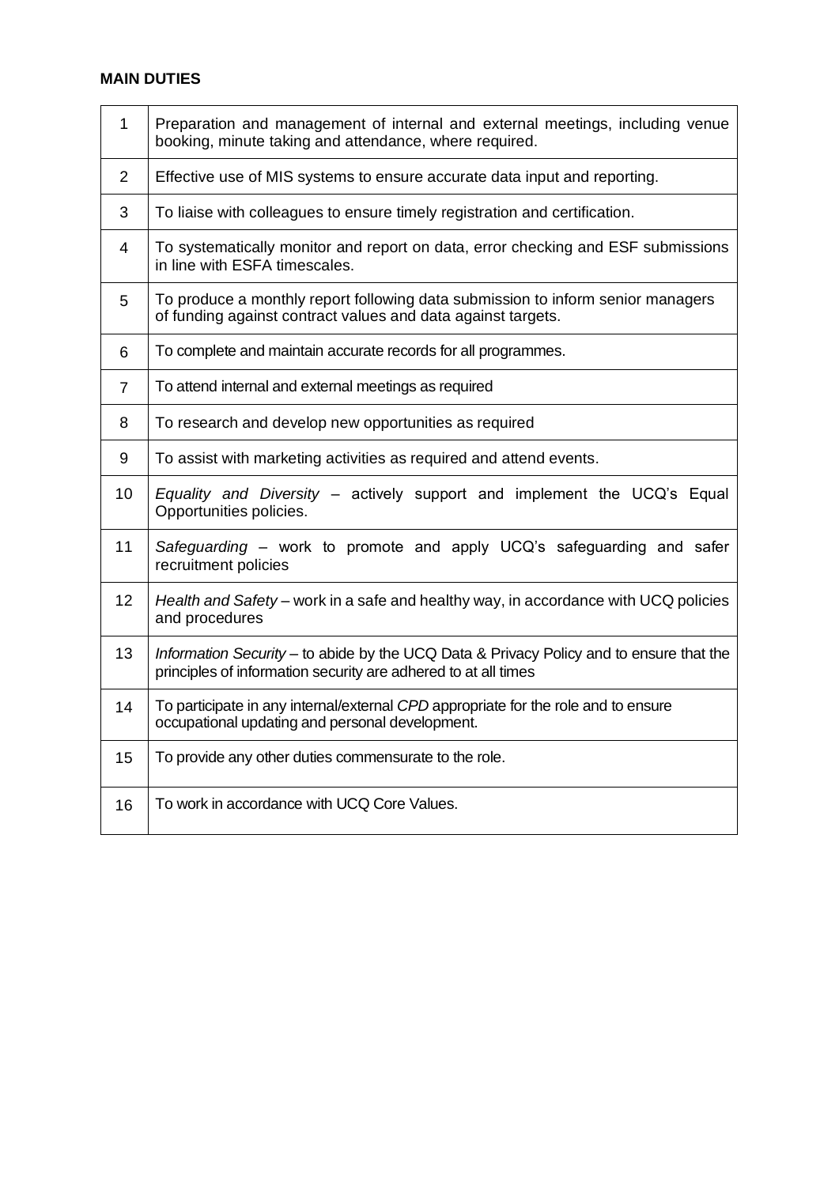**MAIN DUTIES**

| | |
|---|---|
| 1 | Preparation and management of internal and external meetings, including venue booking, minute taking and attendance, where required. |
| 2 | Effective use of MIS systems to ensure accurate data input and reporting. |
| 3 | To liaise with colleagues to ensure timely registration and certification. |
| 4 | To systematically monitor and report on data, error checking and ESF submissions in line with ESFA timescales. |
| 5 | To produce a monthly report following data submission to inform senior managers of funding against contract values and data against targets. |
| 6 | To complete and maintain accurate records for all programmes. |
| 7 | To attend internal and external meetings as required |
| 8 | To research and develop new opportunities as required |
| 9 | To assist with marketing activities as required and attend events. |
| 10 | *Equality and Diversity* – actively support and implement the UCQ's Equal Opportunities policies. |
| 11 | *Safeguarding* – work to promote and apply UCQ's safeguarding and safer recruitment policies |
| 12 | *Health and Safety* – work in a safe and healthy way, in accordance with UCQ policies and procedures |
| 13 | *Information Security* – to abide by the UCQ Data & Privacy Policy and to ensure that the principles of information security are adhered to at all times |
| 14 | To participate in any internal/external *CPD* appropriate for the role and to ensure occupational updating and personal development. |
| 15 | To provide any other duties commensurate to the role. |
| 16 | To work in accordance with UCQ Core Values. |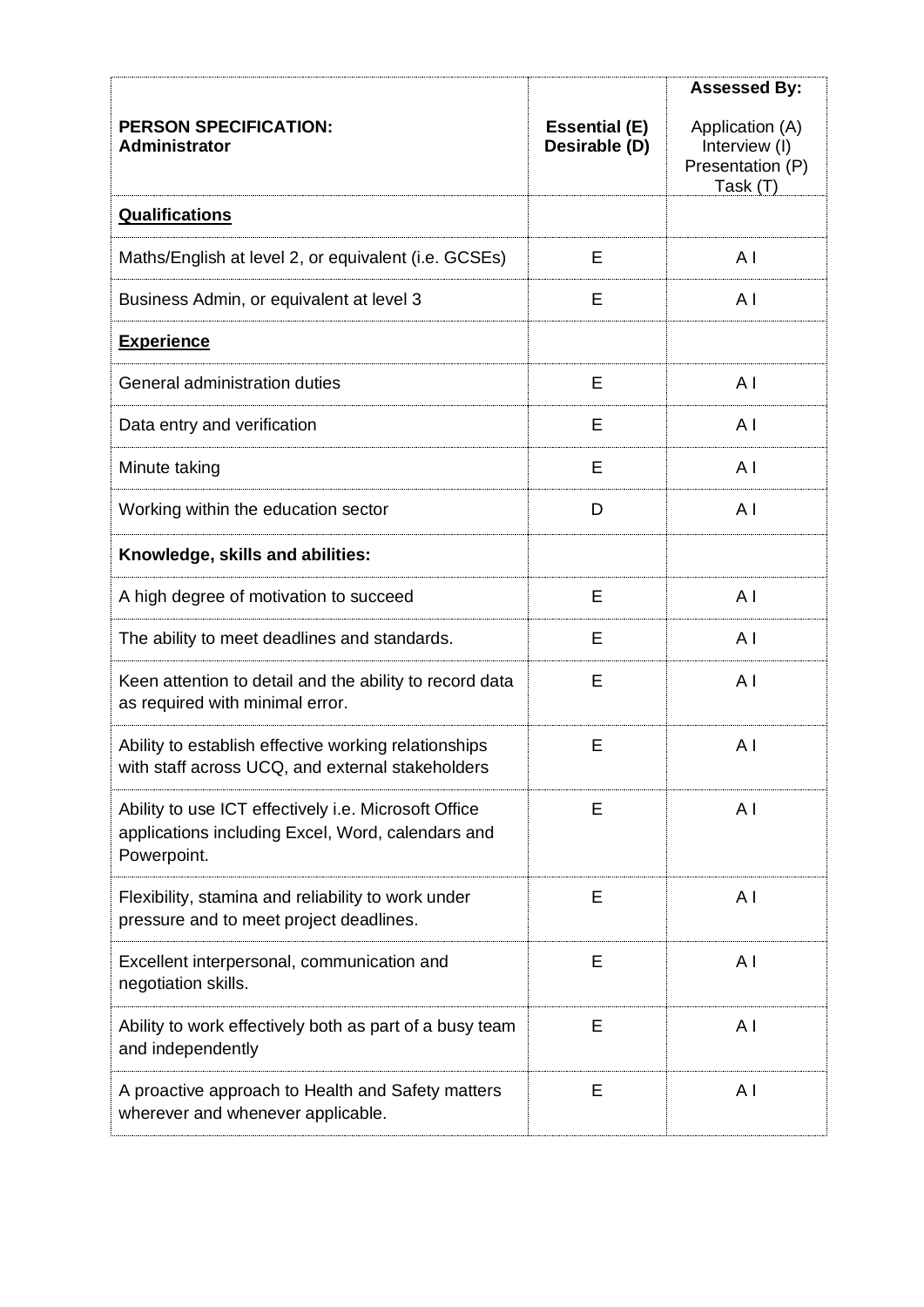| **PERSON SPECIFICATION: Administrator** | **Essential (E) Desirable (D)** | **Assessed By:** Application (A) Interview (I) Presentation (P) Task (T) |
|---|---|---|
| **<u>Qualifications</u>** | | |
| Maths/English at level 2, or equivalent (i.e. GCSEs) | E | A I |
| Business Admin, or equivalent at level 3 | E | A I |
| **<u>Experience</u>** | | |
| General administration duties | E | A I |
| Data entry and verification | E | A I |
| Minute taking | E | A I |
| Working within the education sector | D | A I |
| **Knowledge, skills and abilities:** | | |
| A high degree of motivation to succeed | E | A I |
| The ability to meet deadlines and standards. | E | A I |
| Keen attention to detail and the ability to record data as required with minimal error. | E | A I |
| Ability to establish effective working relationships with staff across UCQ, and external stakeholders | E | A I |
| Ability to use ICT effectively i.e. Microsoft Office applications including Excel, Word, calendars and Powerpoint. | E | A I |
| Flexibility, stamina and reliability to work under pressure and to meet project deadlines. | E | A I |
| Excellent interpersonal, communication and negotiation skills. | E | A I |
| Ability to work effectively both as part of a busy team and independently | E | A I |
| A proactive approach to Health and Safety matters wherever and whenever applicable. | E | A I |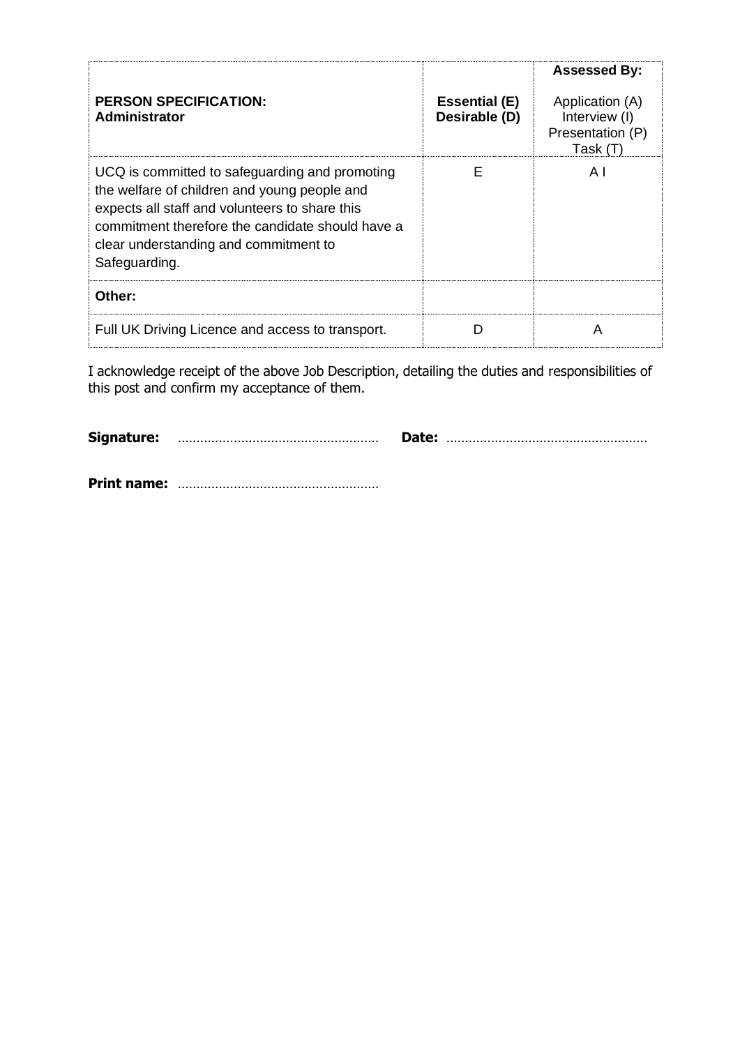| **PERSON SPECIFICATION:** **Administrator** | **Essential (E)** **Desirable (D)** | **Assessed By:** Application (A) Interview (I) Presentation (P) Task (T) |
|---|---|---|
| UCQ is committed to safeguarding and promoting the welfare of children and young people and expects all staff and volunteers to share this commitment therefore the candidate should have a clear understanding and commitment to Safeguarding. | E | A I |
| **Other:** | | |
| Full UK Driving Licence and access to transport. | D | A |

I acknowledge receipt of the above Job Description, detailing the duties and responsibilities of this post and confirm my acceptance of them.

**Signature:** ……………………………………………… **Date:** ………………………………………………

**Print name:** ………………………………………………